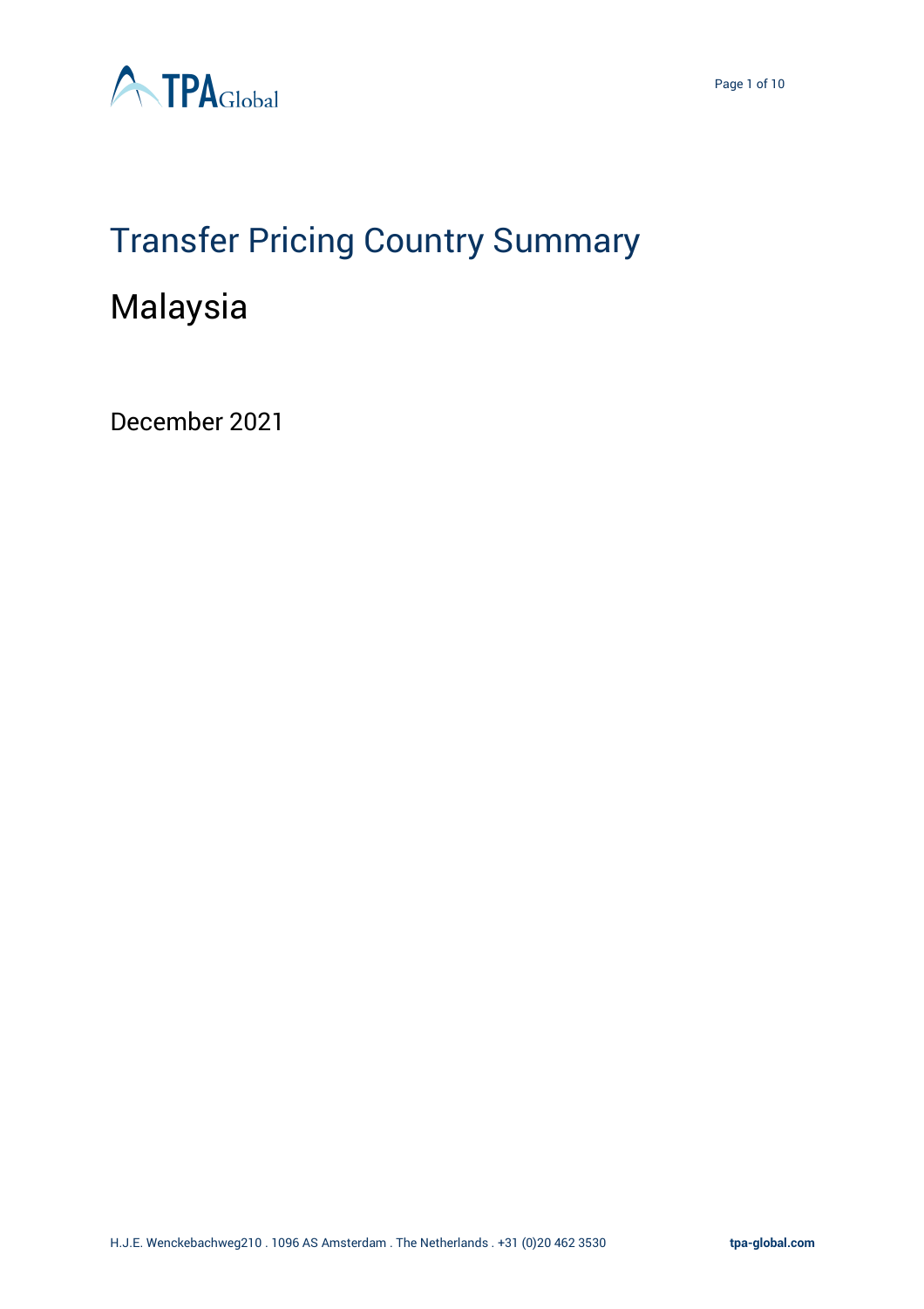# Transfer Pricing Country Summary

## Malaysia

December 2021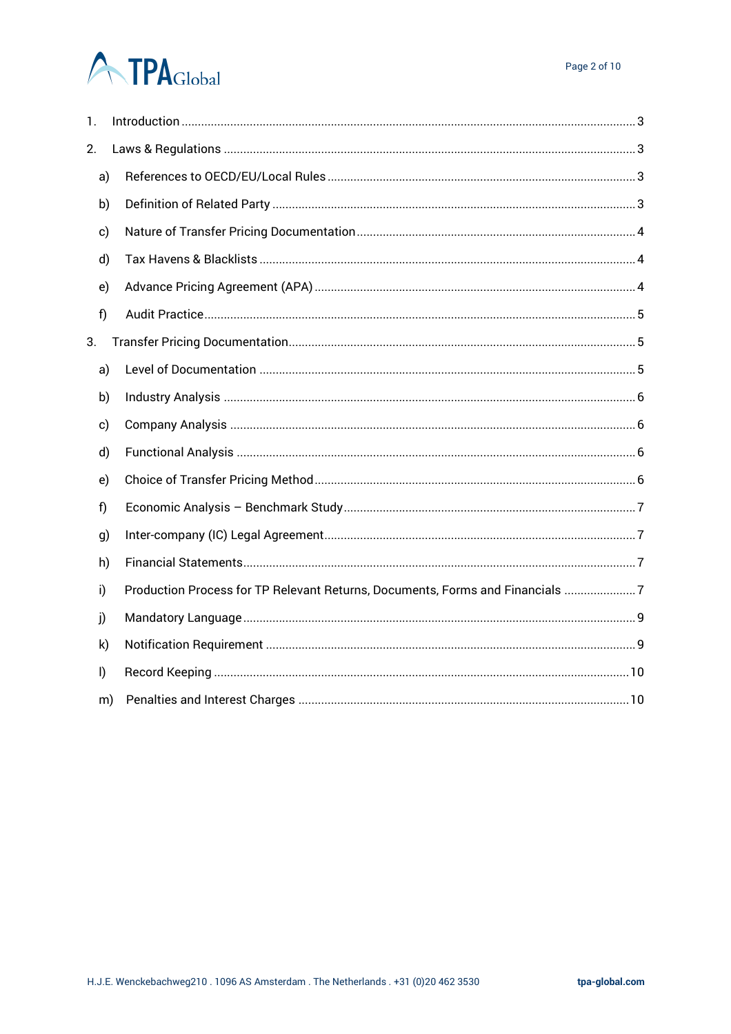1. Introduction ..... 3
2. Laws & Regulations ..... 3
   a) References to OECD/EU/Local Rules ..... 3
   b) Definition of Related Party ..... 3
   c) Nature of Transfer Pricing Documentation ..... 4
   d) Tax Havens & Blacklists ..... 4
   e) Advance Pricing Agreement (APA) ..... 4
   f) Audit Practice ..... 5
3. Transfer Pricing Documentation ..... 5
   a) Level of Documentation ..... 5
   b) Industry Analysis ..... 6
   c) Company Analysis ..... 6
   d) Functional Analysis ..... 6
   e) Choice of Transfer Pricing Method ..... 6
   f) Economic Analysis – Benchmark Study ..... 7
   g) Inter-company (IC) Legal Agreement ..... 7
   h) Financial Statements ..... 7
   i) Production Process for TP Relevant Returns, Documents, Forms and Financials ..... 7
   j) Mandatory Language ..... 9
   k) Notification Requirement ..... 9
   l) Record Keeping ..... 10
   m) Penalties and Interest Charges ..... 10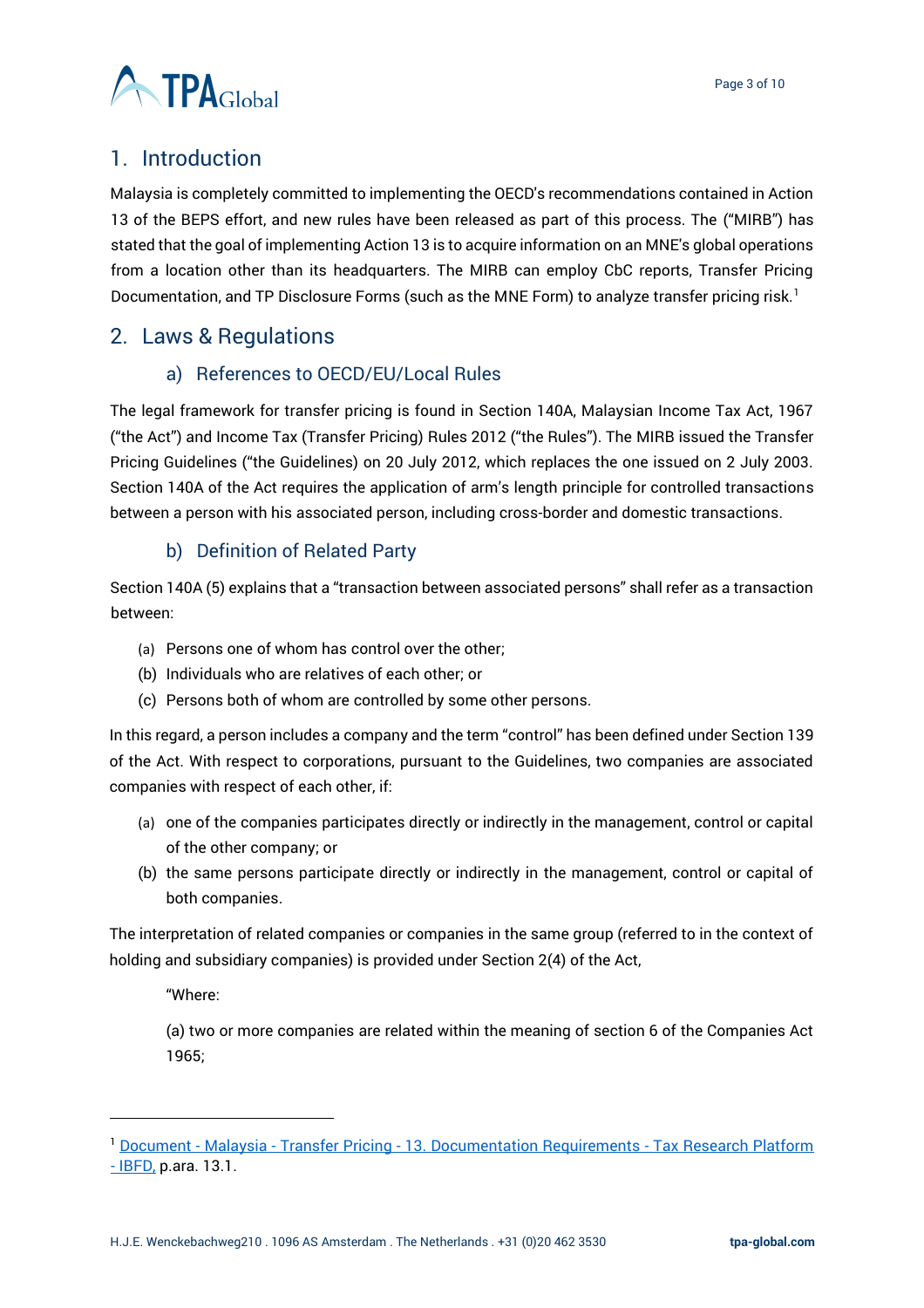## 1. Introduction

Malaysia is completely committed to implementing the OECD's recommendations contained in Action 13 of the BEPS effort, and new rules have been released as part of this process. The ("MIRB") has stated that the goal of implementing Action 13 is to acquire information on an MNE's global operations from a location other than its headquarters. The MIRB can employ CbC reports, Transfer Pricing Documentation, and TP Disclosure Forms (such as the MNE Form) to analyze transfer pricing risk.[1]

## 2. Laws & Regulations

### a) References to OECD/EU/Local Rules

The legal framework for transfer pricing is found in Section 140A, Malaysian Income Tax Act, 1967 ("the Act") and Income Tax (Transfer Pricing) Rules 2012 ("the Rules"). The MIRB issued the Transfer Pricing Guidelines ("the Guidelines) on 20 July 2012, which replaces the one issued on 2 July 2003. Section 140A of the Act requires the application of arm's length principle for controlled transactions between a person with his associated person, including cross-border and domestic transactions.

### b) Definition of Related Party

Section 140A (5) explains that a "transaction between associated persons" shall refer as a transaction between:

(a) Persons one of whom has control over the other;
(b) Individuals who are relatives of each other; or
(c) Persons both of whom are controlled by some other persons.

In this regard, a person includes a company and the term "control" has been defined under Section 139 of the Act. With respect to corporations, pursuant to the Guidelines, two companies are associated companies with respect of each other, if:

(a) one of the companies participates directly or indirectly in the management, control or capital of the other company; or
(b) the same persons participate directly or indirectly in the management, control or capital of both companies.

The interpretation of related companies or companies in the same group (referred to in the context of holding and subsidiary companies) is provided under Section 2(4) of the Act,

> "Where:
>
> (a) two or more companies are related within the meaning of section 6 of the Companies Act 1965;

---

[1] Document - Malaysia - Transfer Pricing - 13. Documentation Requirements - Tax Research Platform - IBFD, p.ara. 13.1.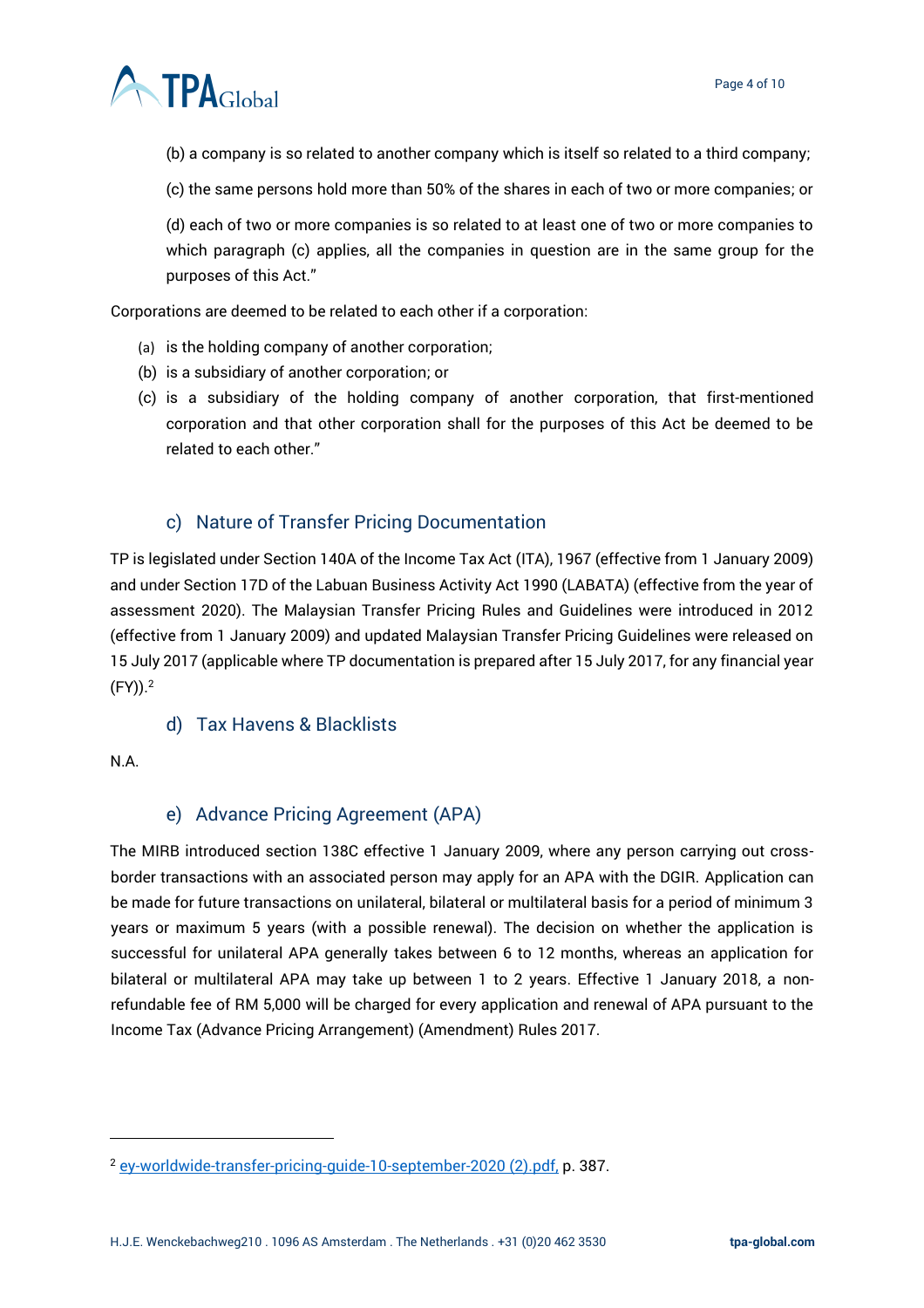(b) a company is so related to another company which is itself so related to a third company;

(c) the same persons hold more than 50% of the shares in each of two or more companies; or

(d) each of two or more companies is so related to at least one of two or more companies to which paragraph (c) applies, all the companies in question are in the same group for the purposes of this Act."

Corporations are deemed to be related to each other if a corporation:

(a) is the holding company of another corporation;
(b) is a subsidiary of another corporation; or
(c) is a subsidiary of the holding company of another corporation, that first-mentioned corporation and that other corporation shall for the purposes of this Act be deemed to be related to each other."

## c) Nature of Transfer Pricing Documentation

TP is legislated under Section 140A of the Income Tax Act (ITA), 1967 (effective from 1 January 2009) and under Section 17D of the Labuan Business Activity Act 1990 (LABATA) (effective from the year of assessment 2020). The Malaysian Transfer Pricing Rules and Guidelines were introduced in 2012 (effective from 1 January 2009) and updated Malaysian Transfer Pricing Guidelines were released on 15 July 2017 (applicable where TP documentation is prepared after 15 July 2017, for any financial year (FY)).[2]

## d) Tax Havens & Blacklists

N.A.

## e) Advance Pricing Agreement (APA)

The MIRB introduced section 138C effective 1 January 2009, where any person carrying out cross-border transactions with an associated person may apply for an APA with the DGIR. Application can be made for future transactions on unilateral, bilateral or multilateral basis for a period of minimum 3 years or maximum 5 years (with a possible renewal). The decision on whether the application is successful for unilateral APA generally takes between 6 to 12 months, whereas an application for bilateral or multilateral APA may take up between 1 to 2 years. Effective 1 January 2018, a non-refundable fee of RM 5,000 will be charged for every application and renewal of APA pursuant to the Income Tax (Advance Pricing Arrangement) (Amendment) Rules 2017.

---

[2] ey-worldwide-transfer-pricing-guide-10-september-2020 (2).pdf, p. 387.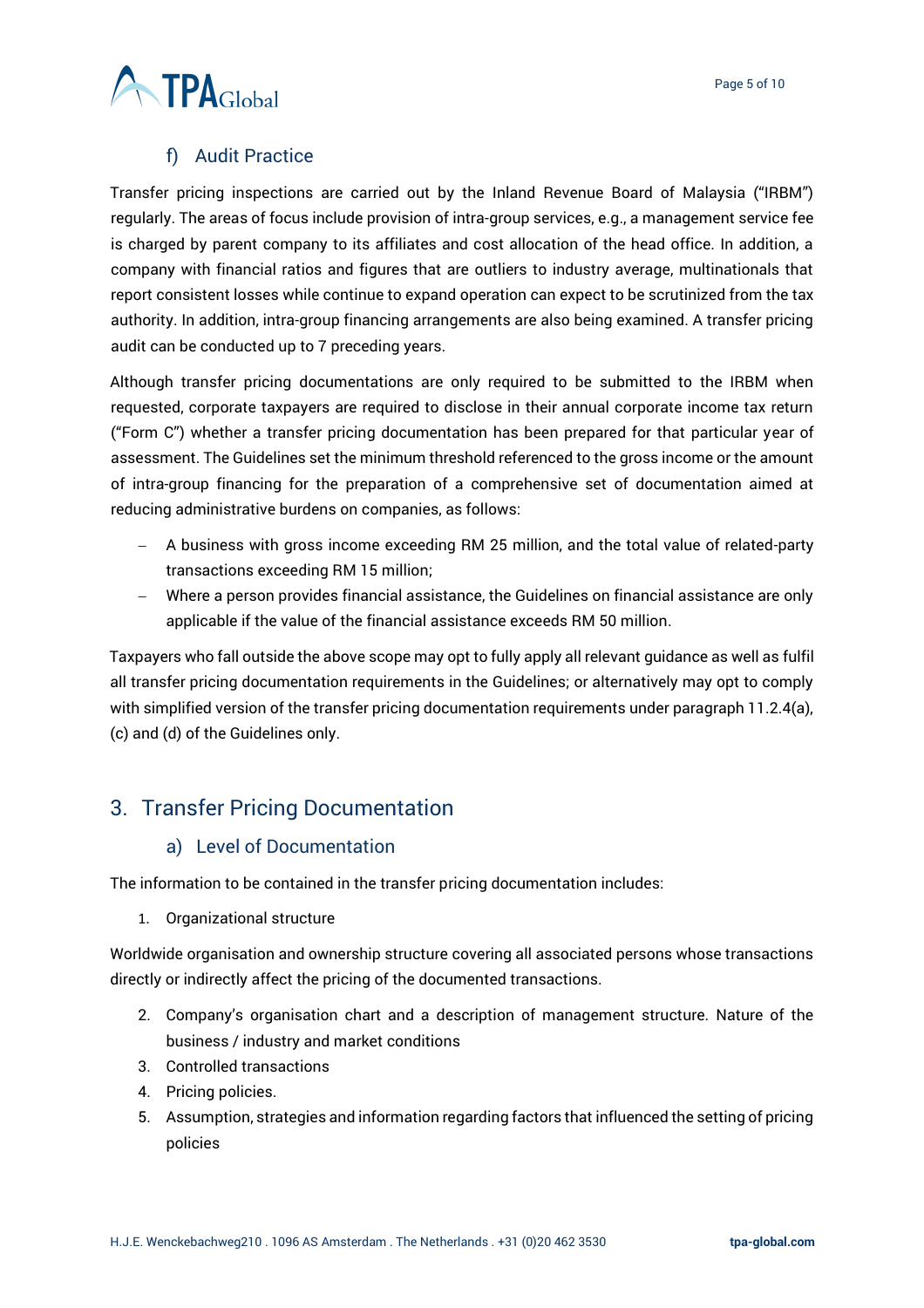### f) Audit Practice

Transfer pricing inspections are carried out by the Inland Revenue Board of Malaysia ("IRBM") regularly. The areas of focus include provision of intra-group services, e.g., a management service fee is charged by parent company to its affiliates and cost allocation of the head office. In addition, a company with financial ratios and figures that are outliers to industry average, multinationals that report consistent losses while continue to expand operation can expect to be scrutinized from the tax authority. In addition, intra-group financing arrangements are also being examined. A transfer pricing audit can be conducted up to 7 preceding years.

Although transfer pricing documentations are only required to be submitted to the IRBM when requested, corporate taxpayers are required to disclose in their annual corporate income tax return ("Form C") whether a transfer pricing documentation has been prepared for that particular year of assessment. The Guidelines set the minimum threshold referenced to the gross income or the amount of intra-group financing for the preparation of a comprehensive set of documentation aimed at reducing administrative burdens on companies, as follows:

- A business with gross income exceeding RM 25 million, and the total value of related-party transactions exceeding RM 15 million;
- Where a person provides financial assistance, the Guidelines on financial assistance are only applicable if the value of the financial assistance exceeds RM 50 million.

Taxpayers who fall outside the above scope may opt to fully apply all relevant guidance as well as fulfil all transfer pricing documentation requirements in the Guidelines; or alternatively may opt to comply with simplified version of the transfer pricing documentation requirements under paragraph 11.2.4(a), (c) and (d) of the Guidelines only.

## 3. Transfer Pricing Documentation

### a) Level of Documentation

The information to be contained in the transfer pricing documentation includes:

1. Organizational structure

Worldwide organisation and ownership structure covering all associated persons whose transactions directly or indirectly affect the pricing of the documented transactions.

2. Company's organisation chart and a description of management structure. Nature of the business / industry and market conditions
3. Controlled transactions
4. Pricing policies.
5. Assumption, strategies and information regarding factors that influenced the setting of pricing policies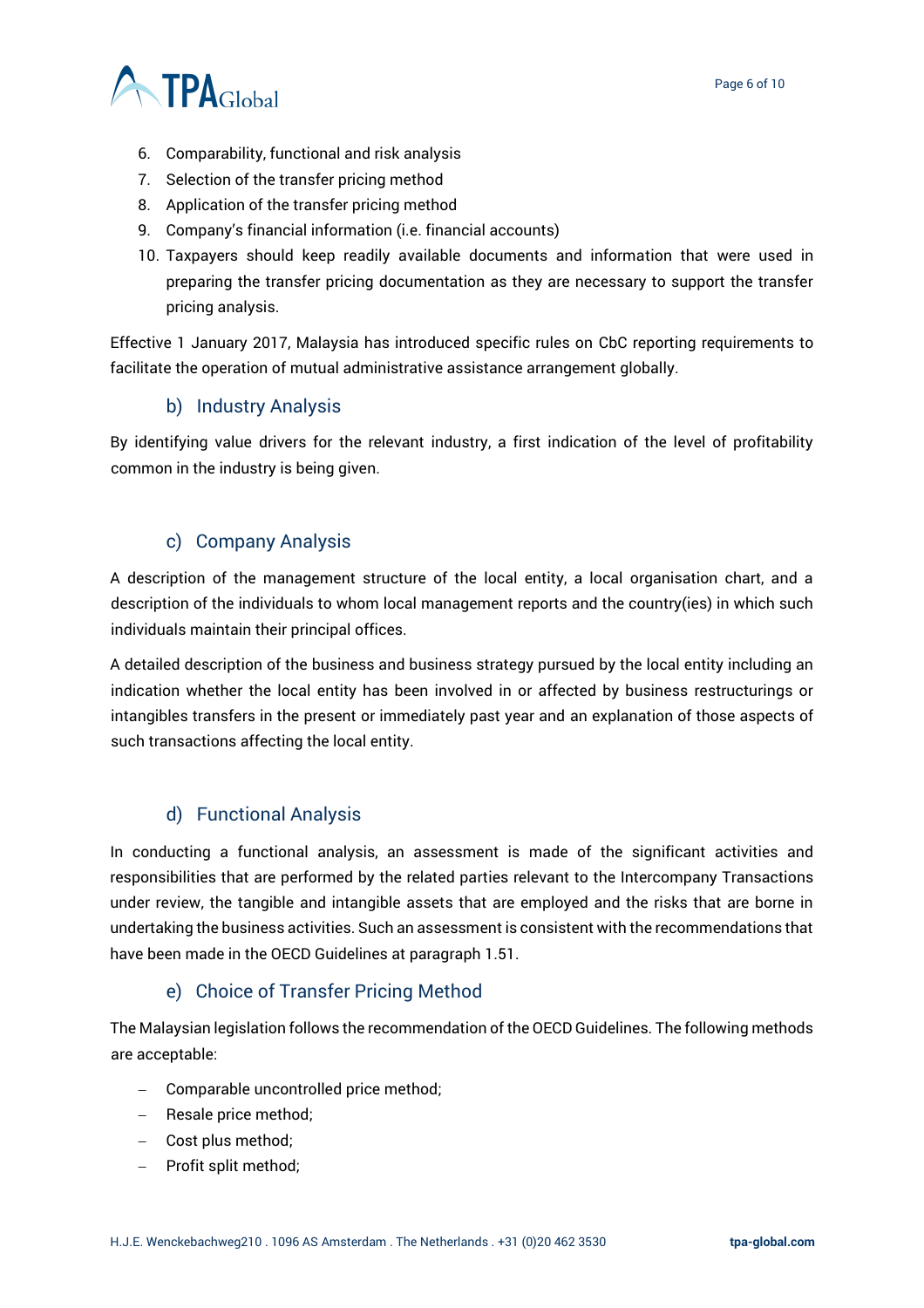6. Comparability, functional and risk analysis
7. Selection of the transfer pricing method
8. Application of the transfer pricing method
9. Company's financial information (i.e. financial accounts)
10. Taxpayers should keep readily available documents and information that were used in preparing the transfer pricing documentation as they are necessary to support the transfer pricing analysis.

Effective 1 January 2017, Malaysia has introduced specific rules on CbC reporting requirements to facilitate the operation of mutual administrative assistance arrangement globally.

### b) Industry Analysis

By identifying value drivers for the relevant industry, a first indication of the level of profitability common in the industry is being given.

### c) Company Analysis

A description of the management structure of the local entity, a local organisation chart, and a description of the individuals to whom local management reports and the country(ies) in which such individuals maintain their principal offices.

A detailed description of the business and business strategy pursued by the local entity including an indication whether the local entity has been involved in or affected by business restructurings or intangibles transfers in the present or immediately past year and an explanation of those aspects of such transactions affecting the local entity.

### d) Functional Analysis

In conducting a functional analysis, an assessment is made of the significant activities and responsibilities that are performed by the related parties relevant to the Intercompany Transactions under review, the tangible and intangible assets that are employed and the risks that are borne in undertaking the business activities. Such an assessment is consistent with the recommendations that have been made in the OECD Guidelines at paragraph 1.51.

### e) Choice of Transfer Pricing Method

The Malaysian legislation follows the recommendation of the OECD Guidelines. The following methods are acceptable:

- Comparable uncontrolled price method;
- Resale price method;
- Cost plus method;
- Profit split method;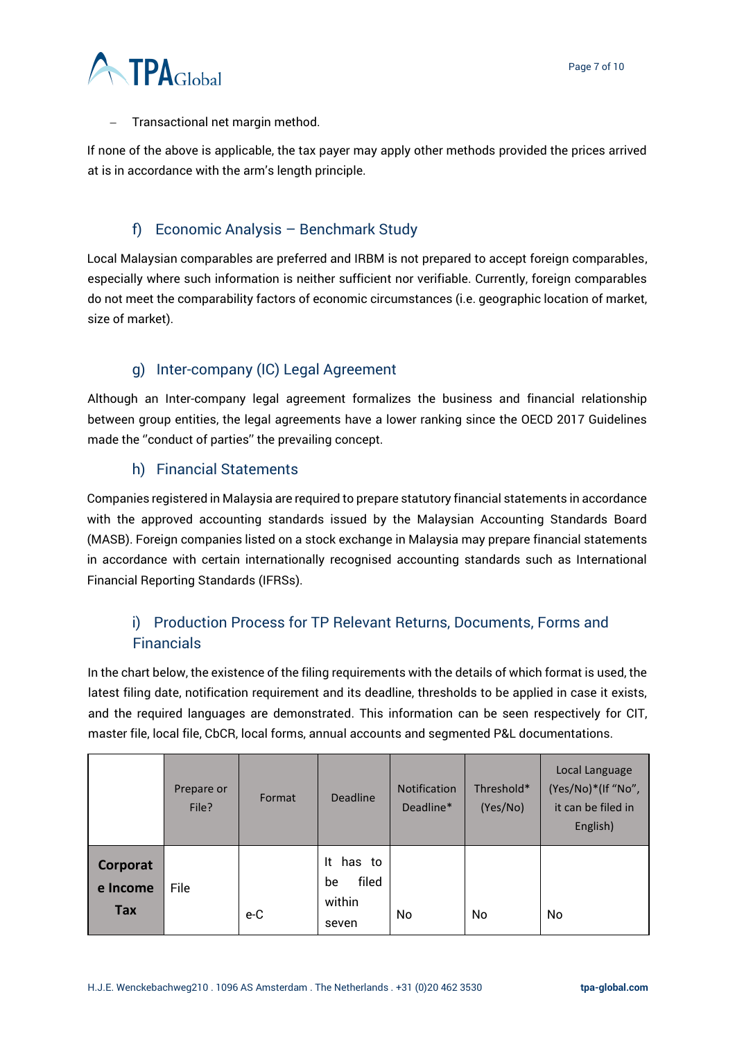- Transactional net margin method.

If none of the above is applicable, the tax payer may apply other methods provided the prices arrived at is in accordance with the arm's length principle.

## f) Economic Analysis – Benchmark Study

Local Malaysian comparables are preferred and IRBM is not prepared to accept foreign comparables, especially where such information is neither sufficient nor verifiable. Currently, foreign comparables do not meet the comparability factors of economic circumstances (i.e. geographic location of market, size of market).

## g) Inter-company (IC) Legal Agreement

Although an Inter-company legal agreement formalizes the business and financial relationship between group entities, the legal agreements have a lower ranking since the OECD 2017 Guidelines made the ''conduct of parties'' the prevailing concept.

## h) Financial Statements

Companies registered in Malaysia are required to prepare statutory financial statements in accordance with the approved accounting standards issued by the Malaysian Accounting Standards Board (MASB). Foreign companies listed on a stock exchange in Malaysia may prepare financial statements in accordance with certain internationally recognised accounting standards such as International Financial Reporting Standards (IFRSs).

## i) Production Process for TP Relevant Returns, Documents, Forms and Financials

In the chart below, the existence of the filing requirements with the details of which format is used, the latest filing date, notification requirement and its deadline, thresholds to be applied in case it exists, and the required languages are demonstrated. This information can be seen respectively for CIT, master file, local file, CbCR, local forms, annual accounts and segmented P&L documentations.

| | Prepare or File? | Format | Deadline | Notification Deadline* | Threshold* (Yes/No) | Local Language (Yes/No)*(If "No", it can be filed in English) |
|---|---|---|---|---|---|---|
| **Corporate Income Tax** | File | e-C | It has to be filed within seven | No | No | No |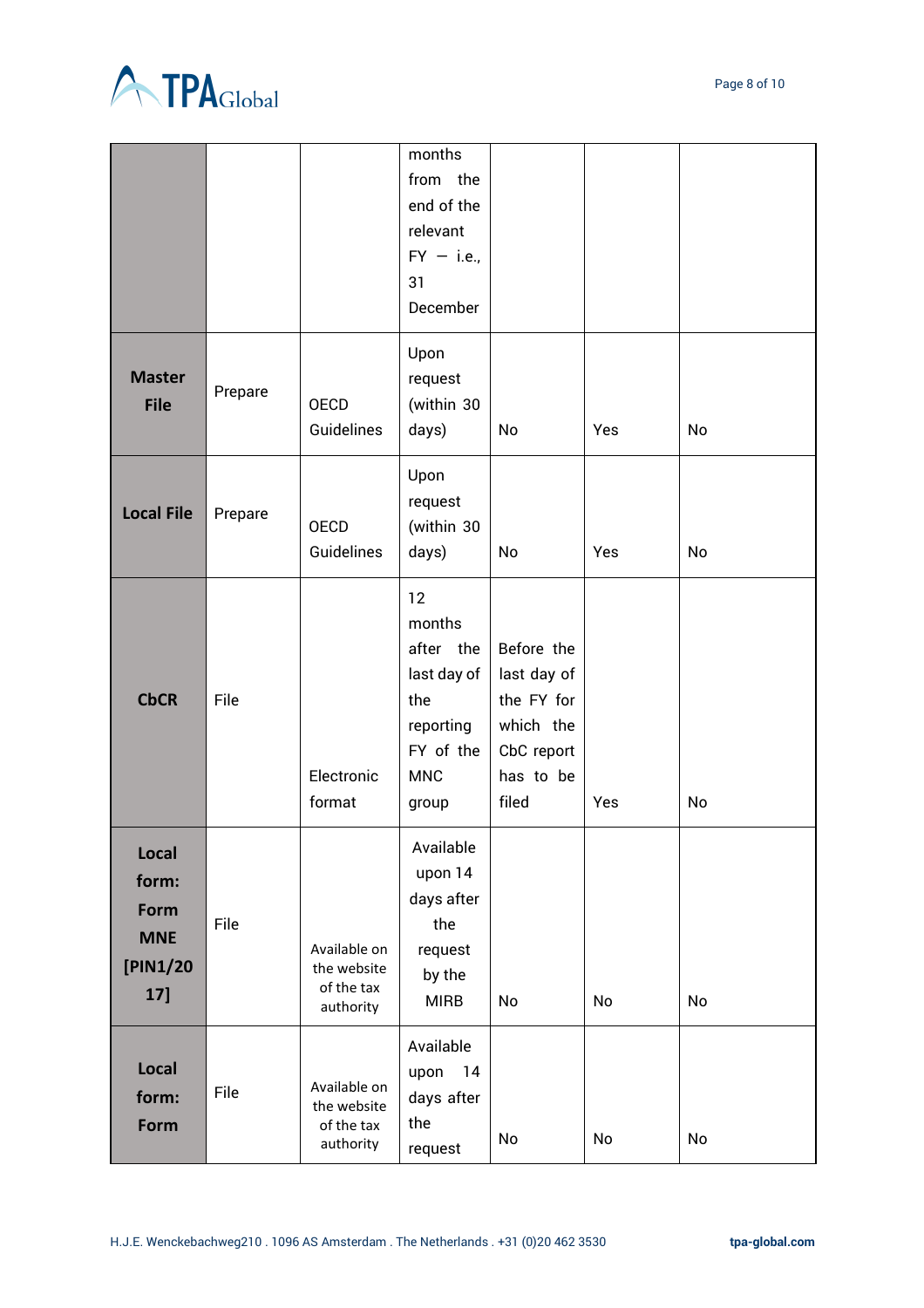| | | | | | | |
|---|---|---|---|---|---|---|
| | | | months from the end of the relevant FY – i.e., 31 December | | | |
| **Master File** | Prepare | OECD Guidelines | Upon request (within 30 days) | No | Yes | No |
| **Local File** | Prepare | OECD Guidelines | Upon request (within 30 days) | No | Yes | No |
| **CbCR** | File | Electronic format | 12 months after the last day of the reporting FY of the MNC group | Before the last day of the FY for which the CbC report has to be filed | Yes | No |
| **Local form: Form MNE [PIN1/2017]** | File | Available on the website of the tax authority | Available upon 14 days after the request by the MIRB | No | No | No |
| **Local form: Form** | File | Available on the website of the tax authority | Available upon 14 days after the request | No | No | No |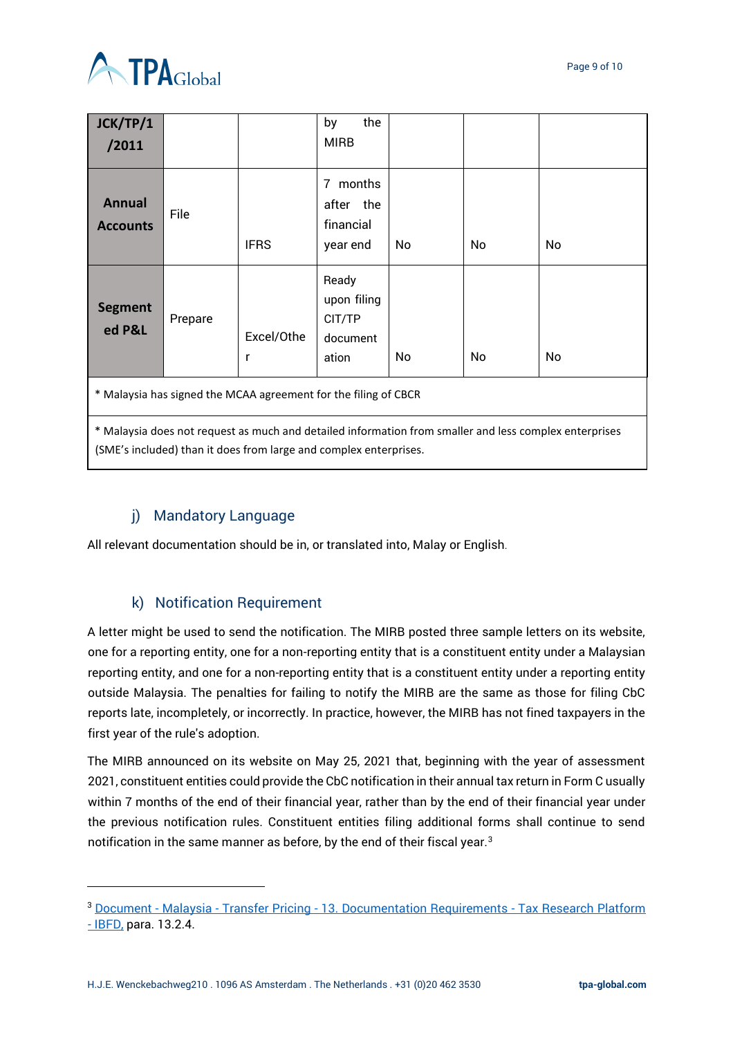| JCK/TP/1 /2011 | | | by the MIRB | | | |
|---|---|---|---|---|---|---|
| **Annual Accounts** | File | IFRS | 7 months after the financial year end | No | No | No |
| **Segmented P&L** | Prepare | Excel/Other | Ready upon filing CIT/TP documentation | No | No | No |
| * Malaysia has signed the MCAA agreement for the filing of CBCR | | | | | | |
| * Malaysia does not request as much and detailed information from smaller and less complex enterprises (SME's included) than it does from large and complex enterprises. | | | | | | |

### j) Mandatory Language

All relevant documentation should be in, or translated into, Malay or English.

### k) Notification Requirement

A letter might be used to send the notification. The MIRB posted three sample letters on its website, one for a reporting entity, one for a non-reporting entity that is a constituent entity under a Malaysian reporting entity, and one for a non-reporting entity that is a constituent entity under a reporting entity outside Malaysia. The penalties for failing to notify the MIRB are the same as those for filing CbC reports late, incompletely, or incorrectly. In practice, however, the MIRB has not fined taxpayers in the first year of the rule's adoption.

The MIRB announced on its website on May 25, 2021 that, beginning with the year of assessment 2021, constituent entities could provide the CbC notification in their annual tax return in Form C usually within 7 months of the end of their financial year, rather than by the end of their financial year under the previous notification rules. Constituent entities filing additional forms shall continue to send notification in the same manner as before, by the end of their fiscal year.[3]

---

[3] Document - Malaysia - Transfer Pricing - 13. Documentation Requirements - Tax Research Platform - IBFD, para. 13.2.4.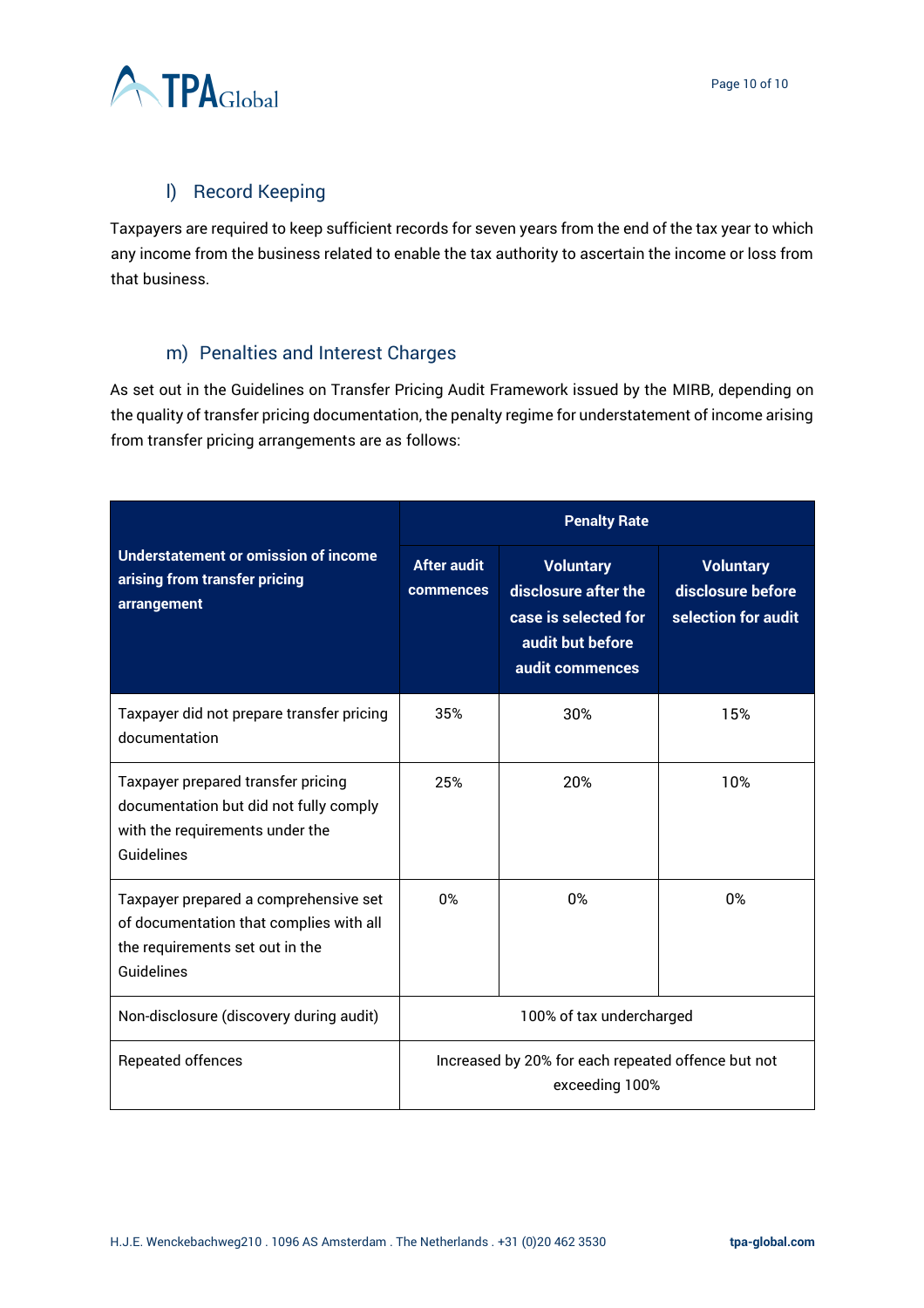### l) Record Keeping

Taxpayers are required to keep sufficient records for seven years from the end of the tax year to which any income from the business related to enable the tax authority to ascertain the income or loss from that business.

### m) Penalties and Interest Charges

As set out in the Guidelines on Transfer Pricing Audit Framework issued by the MIRB, depending on the quality of transfer pricing documentation, the penalty regime for understatement of income arising from transfer pricing arrangements are as follows:

| Understatement or omission of income arising from transfer pricing arrangement | Penalty Rate | | |
|---|---|---|---|
| | **After audit commences** | **Voluntary disclosure after the case is selected for audit but before audit commences** | **Voluntary disclosure before selection for audit** |
| Taxpayer did not prepare transfer pricing documentation | 35% | 30% | 15% |
| Taxpayer prepared transfer pricing documentation but did not fully comply with the requirements under the Guidelines | 25% | 20% | 10% |
| Taxpayer prepared a comprehensive set of documentation that complies with all the requirements set out in the Guidelines | 0% | 0% | 0% |
| Non-disclosure (discovery during audit) | 100% of tax undercharged | | |
| Repeated offences | Increased by 20% for each repeated offence but not exceeding 100% | | |